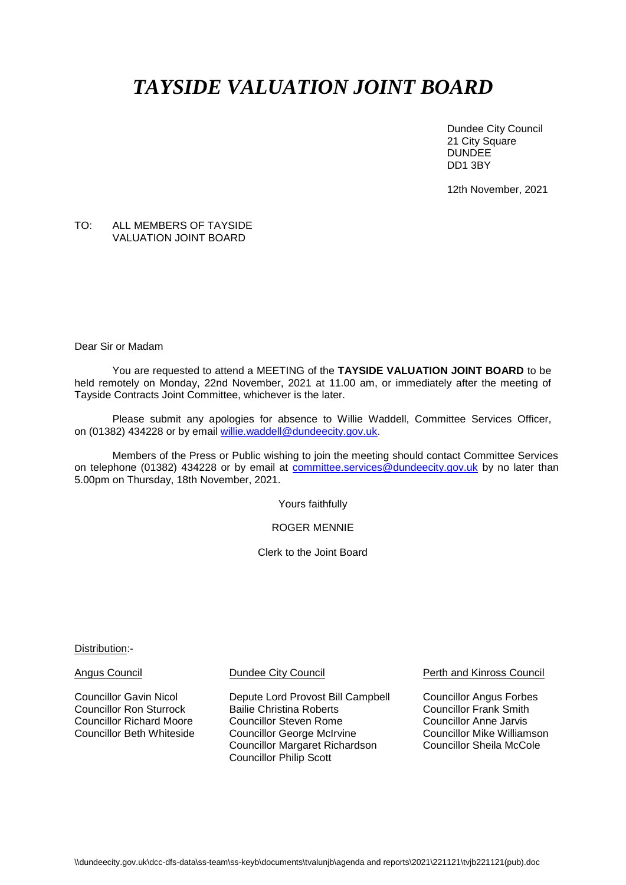# *TAYSIDE VALUATION JOINT BOARD*

Dundee City Council
21 City Square
DUNDEE
DD1 3BY

12th November, 2021

TO: ALL MEMBERS OF TAYSIDE VALUATION JOINT BOARD

Dear Sir or Madam

You are requested to attend a MEETING of the **TAYSIDE VALUATION JOINT BOARD** to be held remotely on Monday, 22nd November, 2021 at 11.00 am, or immediately after the meeting of Tayside Contracts Joint Committee, whichever is the later.

Please submit any apologies for absence to Willie Waddell, Committee Services Officer, on (01382) 434228 or by email willie.waddell@dundeecity.gov.uk.

Members of the Press or Public wishing to join the meeting should contact Committee Services on telephone (01382) 434228 or by email at committee.services@dundeecity.gov.uk by no later than 5.00pm on Thursday, 18th November, 2021.

Yours faithfully

ROGER MENNIE

Clerk to the Joint Board

Distribution:-

| Angus Council | Dundee City Council | Perth and Kinross Council |
|---|---|---|
| Councillor Gavin Nicol | Depute Lord Provost Bill Campbell | Councillor Angus Forbes |
| Councillor Ron Sturrock | Bailie Christina Roberts | Councillor Frank Smith |
| Councillor Richard Moore | Councillor Steven Rome | Councillor Anne Jarvis |
| Councillor Beth Whiteside | Councillor George McIrvine | Councillor Mike Williamson |
| | Councillor Margaret Richardson | Councillor Sheila McCole |
| | Councillor Philip Scott | |

\\dundeecity.gov.uk\dcc-dfs-data\ss-team\ss-keyb\documents\tvalunjb\agenda and reports\2021\221121\tvjb221121(pub).doc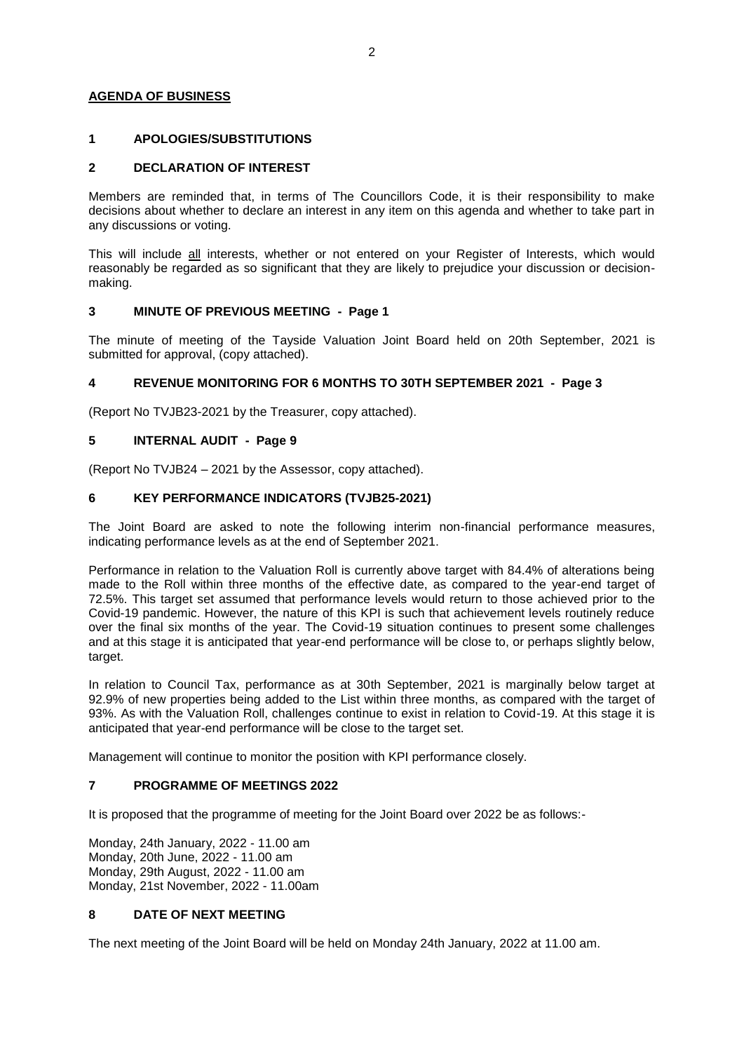**AGENDA OF BUSINESS**

## 1 APOLOGIES/SUBSTITUTIONS

## 2 DECLARATION OF INTEREST

Members are reminded that, in terms of The Councillors Code, it is their responsibility to make decisions about whether to declare an interest in any item on this agenda and whether to take part in any discussions or voting.

This will include all interests, whether or not entered on your Register of Interests, which would reasonably be regarded as so significant that they are likely to prejudice your discussion or decision-making.

## 3 MINUTE OF PREVIOUS MEETING - Page 1

The minute of meeting of the Tayside Valuation Joint Board held on 20th September, 2021 is submitted for approval, (copy attached).

## 4 REVENUE MONITORING FOR 6 MONTHS TO 30TH SEPTEMBER 2021 - Page 3

(Report No TVJB23-2021 by the Treasurer, copy attached).

## 5 INTERNAL AUDIT - Page 9

(Report No TVJB24 – 2021 by the Assessor, copy attached).

## 6 KEY PERFORMANCE INDICATORS (TVJB25-2021)

The Joint Board are asked to note the following interim non-financial performance measures, indicating performance levels as at the end of September 2021.

Performance in relation to the Valuation Roll is currently above target with 84.4% of alterations being made to the Roll within three months of the effective date, as compared to the year-end target of 72.5%. This target set assumed that performance levels would return to those achieved prior to the Covid-19 pandemic. However, the nature of this KPI is such that achievement levels routinely reduce over the final six months of the year. The Covid-19 situation continues to present some challenges and at this stage it is anticipated that year-end performance will be close to, or perhaps slightly below, target.

In relation to Council Tax, performance as at 30th September, 2021 is marginally below target at 92.9% of new properties being added to the List within three months, as compared with the target of 93%. As with the Valuation Roll, challenges continue to exist in relation to Covid-19. At this stage it is anticipated that year-end performance will be close to the target set.

Management will continue to monitor the position with KPI performance closely.

## 7 PROGRAMME OF MEETINGS 2022

It is proposed that the programme of meeting for the Joint Board over 2022 be as follows:-

Monday, 24th January, 2022 - 11.00 am
Monday, 20th June, 2022 - 11.00 am
Monday, 29th August, 2022 - 11.00 am
Monday, 21st November, 2022 - 11.00am

## 8 DATE OF NEXT MEETING

The next meeting of the Joint Board will be held on Monday 24th January, 2022 at 11.00 am.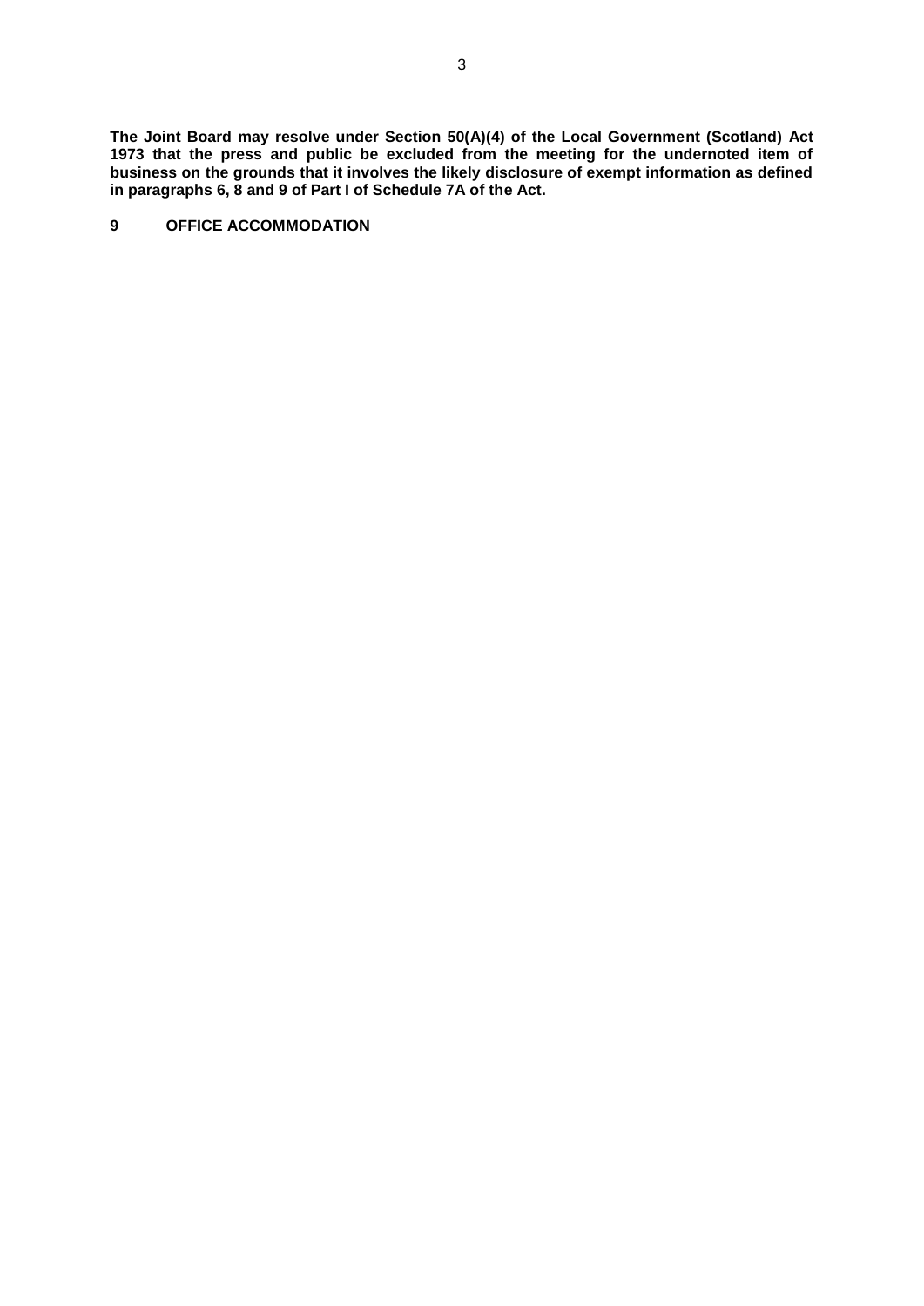**The Joint Board may resolve under Section 50(A)(4) of the Local Government (Scotland) Act 1973 that the press and public be excluded from the meeting for the undernoted item of business on the grounds that it involves the likely disclosure of exempt information as defined in paragraphs 6, 8 and 9 of Part I of Schedule 7A of the Act.**

**9 OFFICE ACCOMMODATION**